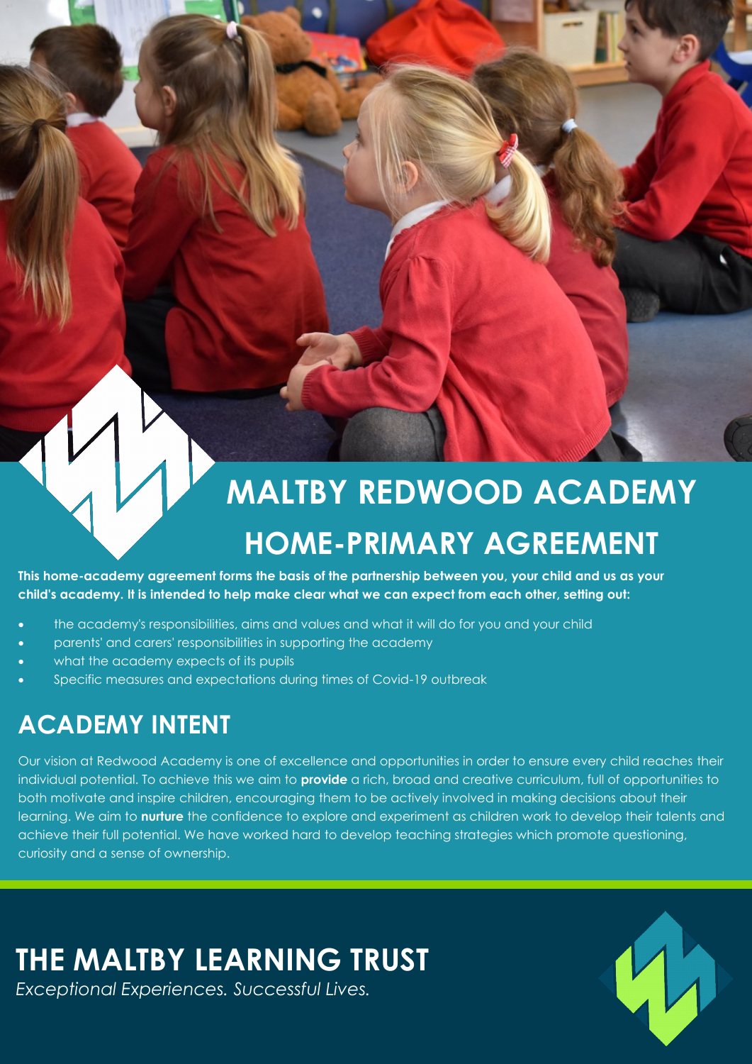# MALTBY REDWOOD ACADEMY

# HOME-PRIMARY AGREEMENT

**This home-academy agreement forms the basis of the partnership between you, your child and us as your child's academy. It is intended to help make clear what we can expect from each other, setting out:**

- the academy's responsibilities, aims and values and what it will do for you and your child
- parents' and carers' responsibilities in supporting the academy
- what the academy expects of its pupils
- Specific measures and expectations during times of Covid-19 outbreak

## ACADEMY INTENT

Our vision at Redwood Academy is one of excellence and opportunities in order to ensure every child reaches their individual potential. To achieve this we aim to **provide** a rich, broad and creative curriculum, full of opportunities to both motivate and inspire children, encouraging them to be actively involved in making decisions about their learning. We aim to **nurture** the confidence to explore and experiment as children work to develop their talents and achieve their full potential. We have worked hard to develop teaching strategies which promote questioning, curiosity and a sense of ownership.

## THE MALTBY LEARNING TRUST

*Exceptional Experiences. Successful Lives.*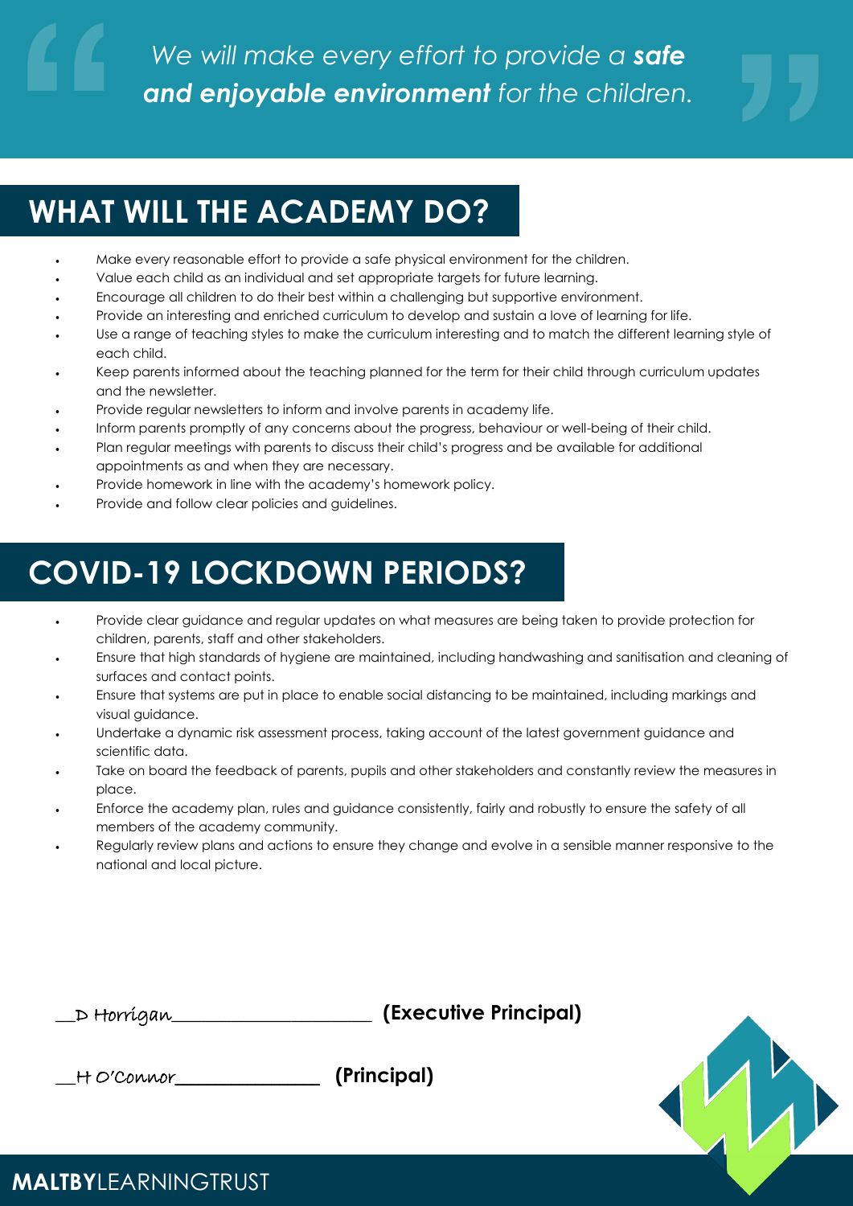> *We will make every effort to provide a **safe and enjoyable environment** for the children.*

## WHAT WILL THE ACADEMY DO?

- Make every reasonable effort to provide a safe physical environment for the children.
- Value each child as an individual and set appropriate targets for future learning.
- Encourage all children to do their best within a challenging but supportive environment.
- Provide an interesting and enriched curriculum to develop and sustain a love of learning for life.
- Use a range of teaching styles to make the curriculum interesting and to match the different learning style of each child.
- Keep parents informed about the teaching planned for the term for their child through curriculum updates and the newsletter.
- Provide regular newsletters to inform and involve parents in academy life.
- Inform parents promptly of any concerns about the progress, behaviour or well-being of their child.
- Plan regular meetings with parents to discuss their child's progress and be available for additional appointments as and when they are necessary.
- Provide homework in line with the academy's homework policy.
- Provide and follow clear policies and guidelines.

## COVID-19 LOCKDOWN PERIODS?

- Provide clear guidance and regular updates on what measures are being taken to provide protection for children, parents, staff and other stakeholders.
- Ensure that high standards of hygiene are maintained, including handwashing and sanitisation and cleaning of surfaces and contact points.
- Ensure that systems are put in place to enable social distancing to be maintained, including markings and visual guidance.
- Undertake a dynamic risk assessment process, taking account of the latest government guidance and scientific data.
- Take on board the feedback of parents, pupils and other stakeholders and constantly review the measures in place.
- Enforce the academy plan, rules and guidance consistently, fairly and robustly to ensure the safety of all members of the academy community.
- Regularly review plans and actions to ensure they change and evolve in a sensible manner responsive to the national and local picture.

__D Horrigan______________________ **(Executive Principal)**

__H O'Connor_______________ **(Principal)**

**MALTBY**LEARNINGTRUST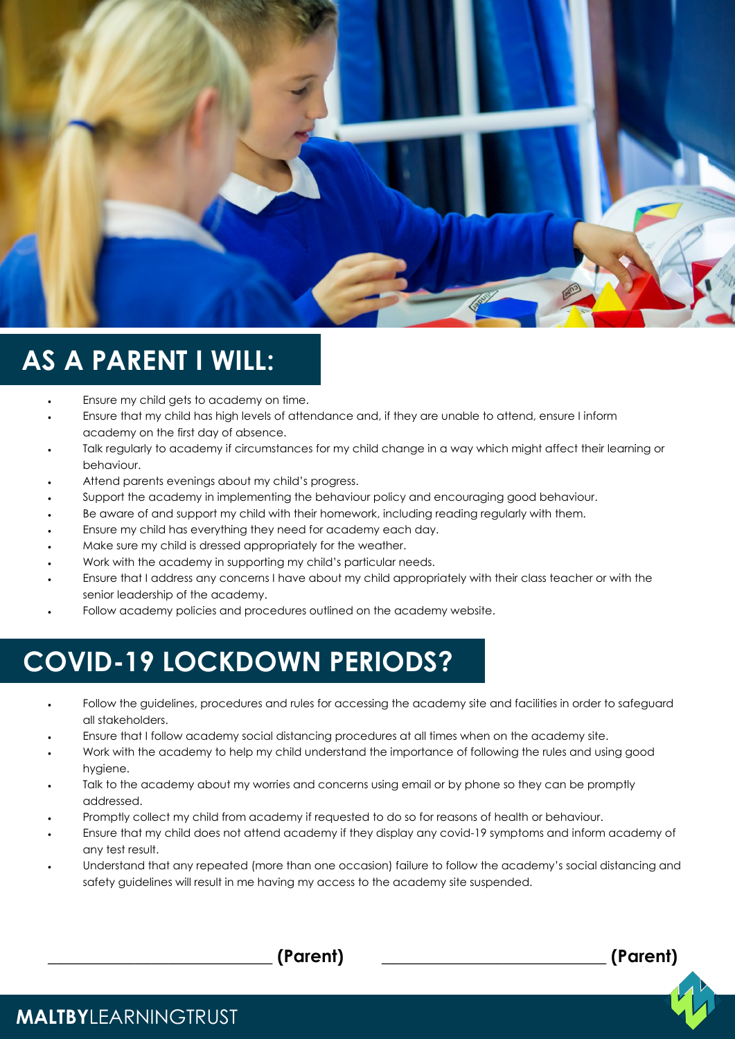## AS A PARENT I WILL:

- Ensure my child gets to academy on time.
- Ensure that my child has high levels of attendance and, if they are unable to attend, ensure I inform academy on the first day of absence.
- Talk regularly to academy if circumstances for my child change in a way which might affect their learning or behaviour.
- Attend parents evenings about my child's progress.
- Support the academy in implementing the behaviour policy and encouraging good behaviour.
- Be aware of and support my child with their homework, including reading regularly with them.
- Ensure my child has everything they need for academy each day.
- Make sure my child is dressed appropriately for the weather.
- Work with the academy in supporting my child's particular needs.
- Ensure that I address any concerns I have about my child appropriately with their class teacher or with the senior leadership of the academy.
- Follow academy policies and procedures outlined on the academy website.

## COVID-19 LOCKDOWN PERIODS?

- Follow the guidelines, procedures and rules for accessing the academy site and facilities in order to safeguard all stakeholders.
- Ensure that I follow academy social distancing procedures at all times when on the academy site.
- Work with the academy to help my child understand the importance of following the rules and using good hygiene.
- Talk to the academy about my worries and concerns using email or by phone so they can be promptly addressed.
- Promptly collect my child from academy if requested to do so for reasons of health or behaviour.
- Ensure that my child does not attend academy if they display any covid-19 symptoms and inform academy of any test result.
- Understand that any repeated (more than one occasion) failure to follow the academy's social distancing and safety guidelines will result in me having my access to the academy site suspended.

_____________________________ **(Parent)** _____________________________ **(Parent)**

**MALTBY**LEARNINGTRUST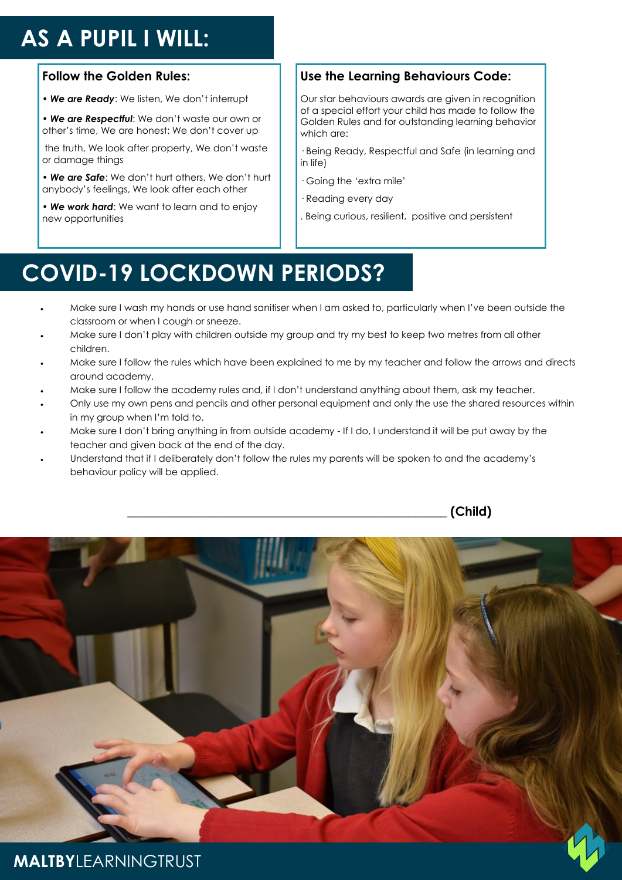# AS A PUPIL I WILL:

### Follow the Golden Rules:

• ***We are Ready***: We listen, We don't interrupt

• ***We are Respectful***: We don't waste our own or other's time, We are honest: We don't cover up

the truth, We look after property, We don't waste or damage things

• ***We are Safe***: We don't hurt others, We don't hurt anybody's feelings, We look after each other

• ***We work hard***: We want to learn and to enjoy new opportunities

### Use the Learning Behaviours Code:

Our star behaviours awards are given in recognition of a special effort your child has made to follow the Golden Rules and for outstanding learning behavior which are:

· Being Ready, Respectful and Safe (in learning and in life)

· Going the 'extra mile'

· Reading every day

. Being curious, resilient, positive and persistent

# COVID-19 LOCKDOWN PERIODS?

- Make sure I wash my hands or use hand sanitiser when I am asked to, particularly when I've been outside the classroom or when I cough or sneeze.
- Make sure I don't play with children outside my group and try my best to keep two metres from all other children.
- Make sure I follow the rules which have been explained to me by my teacher and follow the arrows and directs around academy.
- Make sure I follow the academy rules and, if I don't understand anything about them, ask my teacher.
- Only use my own pens and pencils and other personal equipment and only the use the shared resources within in my group when I'm told to.
- Make sure I don't bring anything in from outside academy - If I do, I understand it will be put away by the teacher and given back at the end of the day.
- Understand that if I deliberately don't follow the rules my parents will be spoken to and the academy's behaviour policy will be applied.

_______________________________________________ **(Child)**

**MALTBY**LEARNINGTRUST